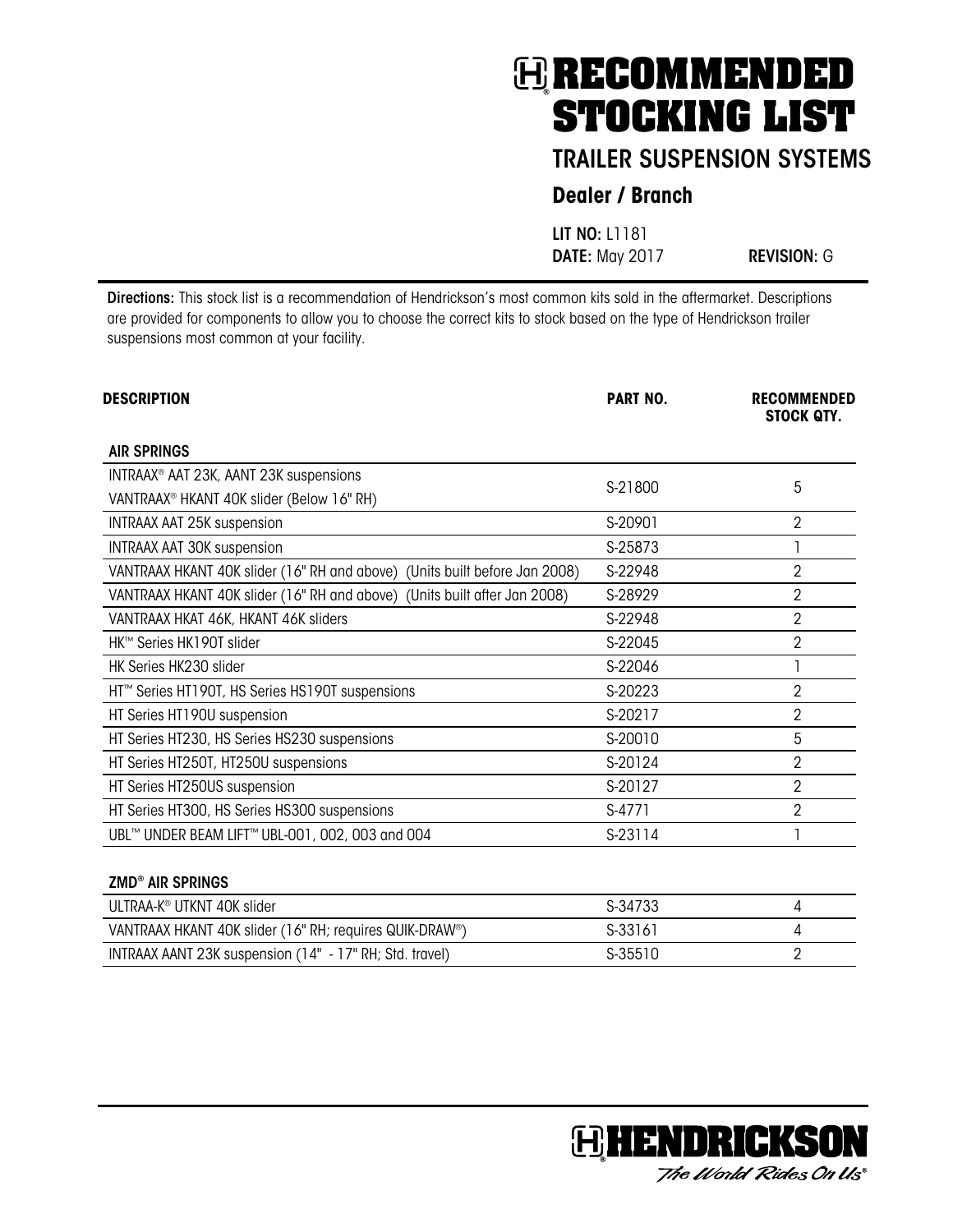# RECOMMENDED STOCKING LIST

## TRAILER SUSPENSION SYSTEMS

### Dealer / Branch

**LIT NO:** L1181
**DATE:** May 2017 **REVISION:** G

**Directions:** This stock list is a recommendation of Hendrickson's most common kits sold in the aftermarket. Descriptions are provided for components to allow you to choose the correct kits to stock based on the type of Hendrickson trailer suspensions most common at your facility.

| DESCRIPTION | PART NO. | RECOMMENDED STOCK QTY. |
|---|---|---|
| **AIR SPRINGS** | | |
| INTRAAX® AAT 23K, AANT 23K suspensions<br>VANTRAAX® HKANT 40K slider (Below 16" RH) | S-21800 | 5 |
| INTRAAX AAT 25K suspension | S-20901 | 2 |
| INTRAAX AAT 30K suspension | S-25873 | 1 |
| VANTRAAX HKANT 40K slider (16" RH and above) (Units built before Jan 2008) | S-22948 | 2 |
| VANTRAAX HKANT 40K slider (16" RH and above) (Units built after Jan 2008) | S-28929 | 2 |
| VANTRAAX HKAT 46K, HKANT 46K sliders | S-22948 | 2 |
| HK™ Series HK190T slider | S-22045 | 2 |
| HK Series HK230 slider | S-22046 | 1 |
| HT™ Series HT190T, HS Series HS190T suspensions | S-20223 | 2 |
| HT Series HT190U suspension | S-20217 | 2 |
| HT Series HT230, HS Series HS230 suspensions | S-20010 | 5 |
| HT Series HT250T, HT250U suspensions | S-20124 | 2 |
| HT Series HT250US suspension | S-20127 | 2 |
| HT Series HT300, HS Series HS300 suspensions | S-4771 | 2 |
| UBL™ UNDER BEAM LIFT™ UBL-001, 002, 003 and 004 | S-23114 | 1 |
| **ZMD® AIR SPRINGS** | | |
| ULTRAA-K® UTKNT 40K slider | S-34733 | 4 |
| VANTRAAX HKANT 40K slider (16" RH; requires QUIK-DRAW®) | S-33161 | 4 |
| INTRAAX AANT 23K suspension (14" - 17" RH; Std. travel) | S-35510 | 2 |

HENDRICKSON
*The World Rides On Us®*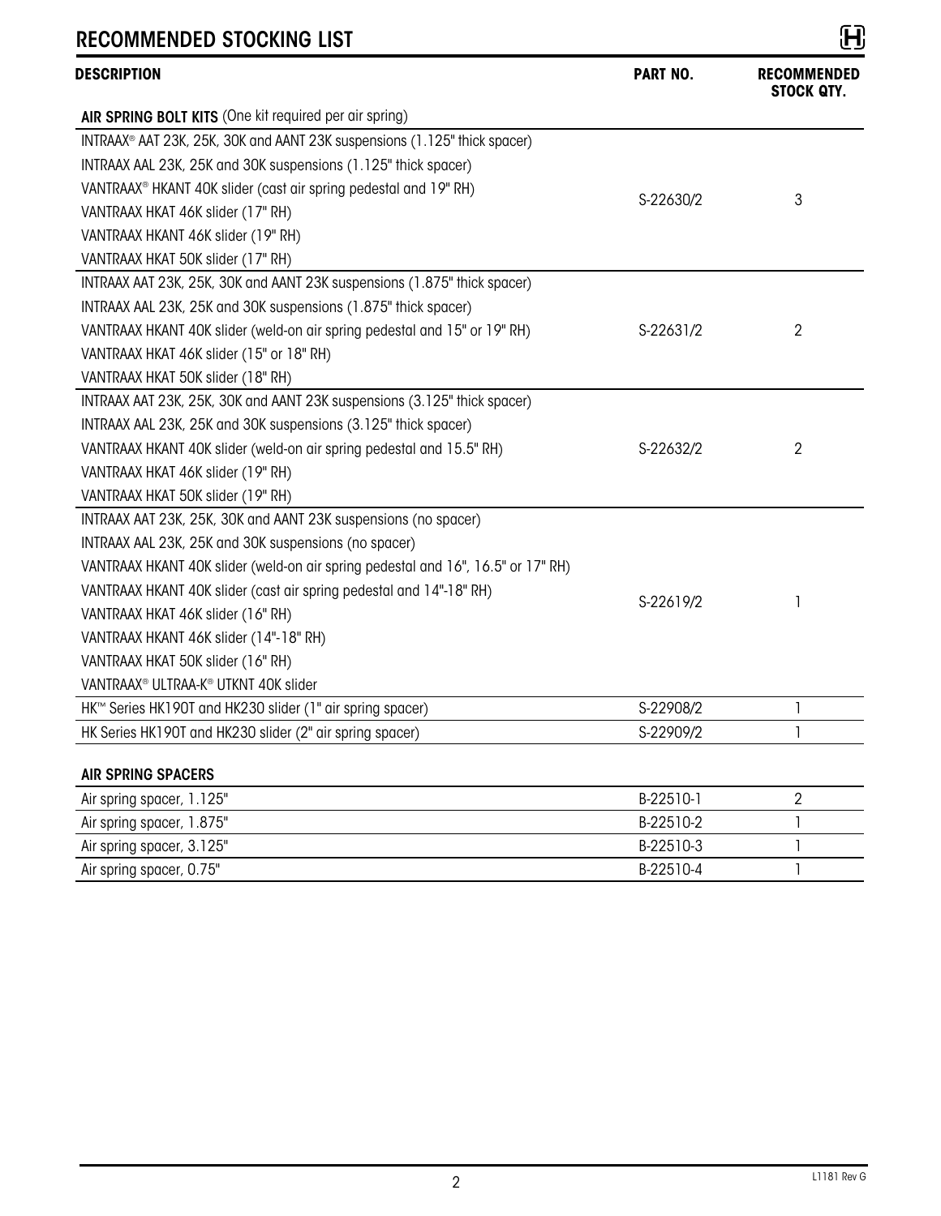# RECOMMENDED STOCKING LIST

| DESCRIPTION | PART NO. | RECOMMENDED STOCK QTY. |
|---|---|---|
| **AIR SPRING BOLT KITS** (One kit required per air spring) | | |
| INTRAAX® AAT 23K, 25K, 30K and AANT 23K suspensions (1.125" thick spacer)<br>INTRAAX AAL 23K, 25K and 30K suspensions (1.125" thick spacer)<br>VANTRAAX® HKANT 40K slider (cast air spring pedestal and 19" RH)<br>VANTRAAX HKAT 46K slider (17" RH)<br>VANTRAAX HKANT 46K slider (19" RH)<br>VANTRAAX HKAT 50K slider (17" RH) | S-22630/2 | 3 |
| INTRAAX AAT 23K, 25K, 30K and AANT 23K suspensions (1.875" thick spacer)<br>INTRAAX AAL 23K, 25K and 30K suspensions (1.875" thick spacer)<br>VANTRAAX HKANT 40K slider (weld-on air spring pedestal and 15" or 19" RH)<br>VANTRAAX HKAT 46K slider (15" or 18" RH)<br>VANTRAAX HKAT 50K slider (18" RH) | S-22631/2 | 2 |
| INTRAAX AAT 23K, 25K, 30K and AANT 23K suspensions (3.125" thick spacer)<br>INTRAAX AAL 23K, 25K and 30K suspensions (3.125" thick spacer)<br>VANTRAAX HKANT 40K slider (weld-on air spring pedestal and 15.5" RH)<br>VANTRAAX HKAT 46K slider (19" RH)<br>VANTRAAX HKAT 50K slider (19" RH) | S-22632/2 | 2 |
| INTRAAX AAT 23K, 25K, 30K and AANT 23K suspensions (no spacer)<br>INTRAAX AAL 23K, 25K and 30K suspensions (no spacer)<br>VANTRAAX HKANT 40K slider (weld-on air spring pedestal and 16", 16.5" or 17" RH)<br>VANTRAAX HKANT 40K slider (cast air spring pedestal and 14"-18" RH)<br>VANTRAAX HKAT 46K slider (16" RH)<br>VANTRAAX HKANT 46K slider (14"-18" RH)<br>VANTRAAX HKAT 50K slider (16" RH)<br>VANTRAAX® ULTRAA-K® UTKNT 40K slider | S-22619/2 | 1 |
| HK™ Series HK190T and HK230 slider (1" air spring spacer) | S-22908/2 | 1 |
| HK Series HK190T and HK230 slider (2" air spring spacer) | S-22909/2 | 1 |

| **AIR SPRING SPACERS** | | |
|---|---|---|
| Air spring spacer, 1.125" | B-22510-1 | 2 |
| Air spring spacer, 1.875" | B-22510-2 | 1 |
| Air spring spacer, 3.125" | B-22510-3 | 1 |
| Air spring spacer, 0.75" | B-22510-4 | 1 |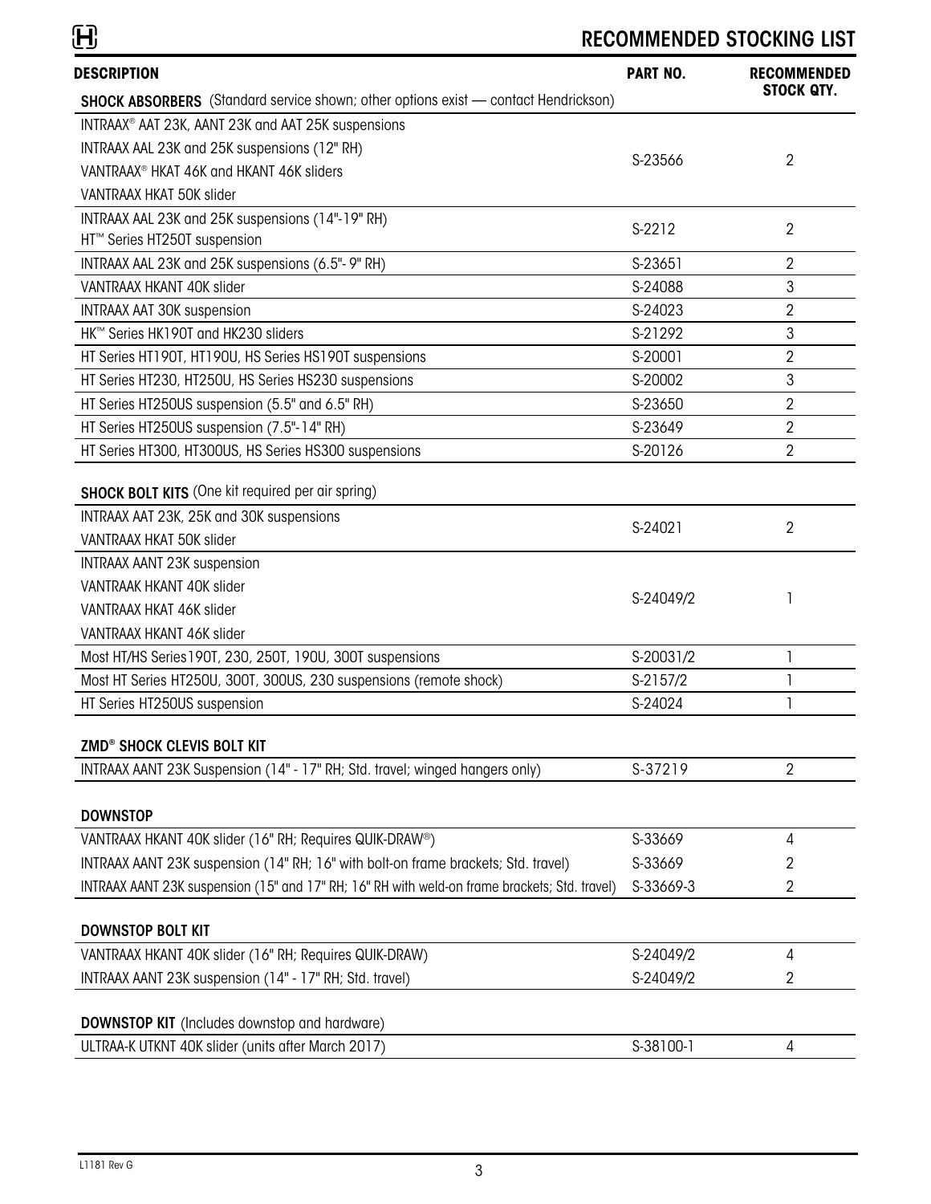## RECOMMENDED STOCKING LIST

| DESCRIPTION | PART NO. | RECOMMENDED STOCK QTY. |
|---|---|---|
| **SHOCK ABSORBERS** (Standard service shown; other options exist — contact Hendrickson) | | |
| INTRAAX® AAT 23K, AANT 23K and AAT 25K suspensions<br>INTRAAX AAL 23K and 25K suspensions (12" RH)<br>VANTRAAX® HKAT 46K and HKANT 46K sliders<br>VANTRAAX HKAT 50K slider | S-23566 | 2 |
| INTRAAX AAL 23K and 25K suspensions (14"-19" RH)<br>HT™ Series HT250T suspension | S-2212 | 2 |
| INTRAAX AAL 23K and 25K suspensions (6.5"- 9" RH) | S-23651 | 2 |
| VANTRAAX HKANT 40K slider | S-24088 | 3 |
| INTRAAX AAT 30K suspension | S-24023 | 2 |
| HK™ Series HK190T and HK230 sliders | S-21292 | 3 |
| HT Series HT190T, HT190U, HS Series HS190T suspensions | S-20001 | 2 |
| HT Series HT230, HT250U, HS Series HS230 suspensions | S-20002 | 3 |
| HT Series HT250US suspension (5.5" and 6.5" RH) | S-23650 | 2 |
| HT Series HT250US suspension (7.5"-14" RH) | S-23649 | 2 |
| HT Series HT300, HT300US, HS Series HS300 suspensions | S-20126 | 2 |
| **SHOCK BOLT KITS** (One kit required per air spring) | | |
| INTRAAX AAT 23K, 25K and 30K suspensions<br>VANTRAAX HKAT 50K slider | S-24021 | 2 |
| INTRAAX AANT 23K suspension<br>VANTRAAK HKANT 40K slider<br>VANTRAAX HKAT 46K slider<br>VANTRAAX HKANT 46K slider | S-24049/2 | 1 |
| Most HT/HS Series190T, 230, 250T, 190U, 300T suspensions | S-20031/2 | 1 |
| Most HT Series HT250U, 300T, 300US, 230 suspensions (remote shock) | S-2157/2 | 1 |
| HT Series HT250US suspension | S-24024 | 1 |
| **ZMD® SHOCK CLEVIS BOLT KIT** | | |
| INTRAAX AANT 23K Suspension (14" - 17" RH; Std. travel; winged hangers only) | S-37219 | 2 |
| **DOWNSTOP** | | |
| VANTRAAX HKANT 40K slider (16" RH; Requires QUIK-DRAW®) | S-33669 | 4 |
| INTRAAX AANT 23K suspension (14" RH; 16" with bolt-on frame brackets; Std. travel) | S-33669 | 2 |
| INTRAAX AANT 23K suspension (15" and 17" RH; 16" RH with weld-on frame brackets; Std. travel) | S-33669-3 | 2 |
| **DOWNSTOP BOLT KIT** | | |
| VANTRAAX HKANT 40K slider (16" RH; Requires QUIK-DRAW) | S-24049/2 | 4 |
| INTRAAX AANT 23K suspension (14" - 17" RH; Std. travel) | S-24049/2 | 2 |
| **DOWNSTOP KIT** (Includes downstop and hardware) | | |
| ULTRAA-K UTKNT 40K slider (units after March 2017) | S-38100-1 | 4 |

L1181 Rev G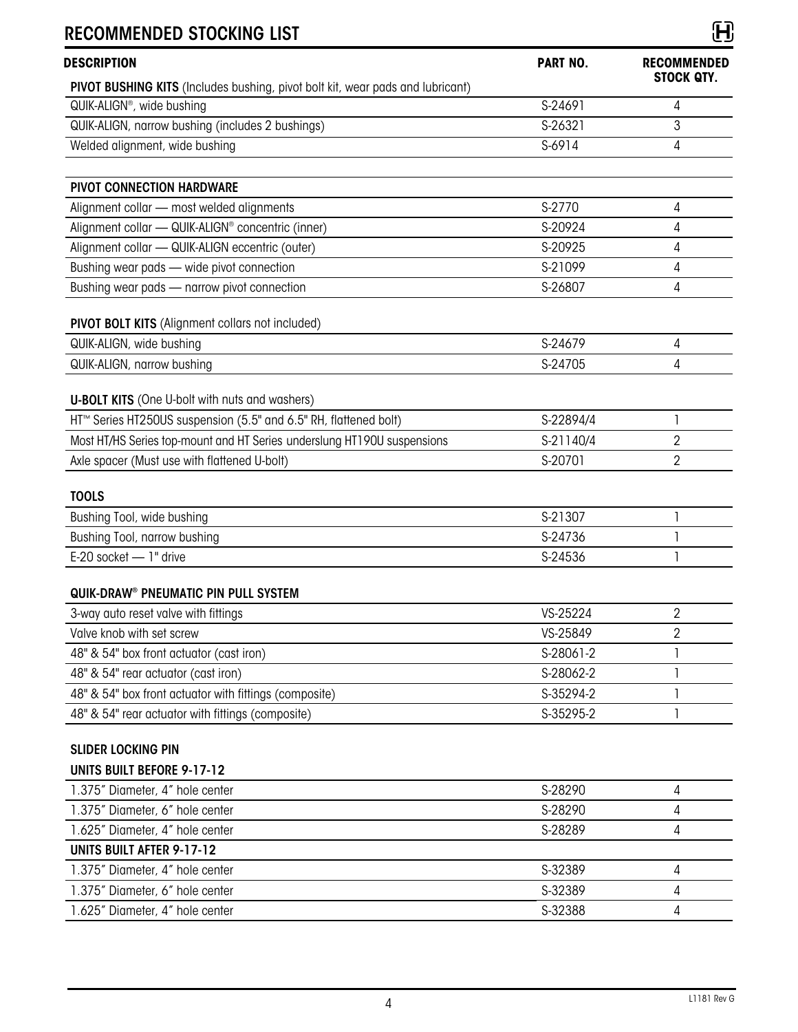# RECOMMENDED STOCKING LIST

| DESCRIPTION | PART NO. | RECOMMENDED STOCK QTY. |
|---|---|---|
| **PIVOT BUSHING KITS** (Includes bushing, pivot bolt kit, wear pads and lubricant) | | |
| QUIK-ALIGN®, wide bushing | S-24691 | 4 |
| QUIK-ALIGN, narrow bushing (includes 2 bushings) | S-26321 | 3 |
| Welded alignment, wide bushing | S-6914 | 4 |
| **PIVOT CONNECTION HARDWARE** | | |
| Alignment collar — most welded alignments | S-2770 | 4 |
| Alignment collar — QUIK-ALIGN® concentric (inner) | S-20924 | 4 |
| Alignment collar — QUIK-ALIGN eccentric (outer) | S-20925 | 4 |
| Bushing wear pads — wide pivot connection | S-21099 | 4 |
| Bushing wear pads — narrow pivot connection | S-26807 | 4 |
| **PIVOT BOLT KITS** (Alignment collars not included) | | |
| QUIK-ALIGN, wide bushing | S-24679 | 4 |
| QUIK-ALIGN, narrow bushing | S-24705 | 4 |
| **U-BOLT KITS** (One U-bolt with nuts and washers) | | |
| HT™ Series HT250US suspension (5.5" and 6.5" RH, flattened bolt) | S-22894/4 | 1 |
| Most HT/HS Series top-mount and HT Series underslung HT190U suspensions | S-21140/4 | 2 |
| Axle spacer (Must use with flattened U-bolt) | S-20701 | 2 |
| **TOOLS** | | |
| Bushing Tool, wide bushing | S-21307 | 1 |
| Bushing Tool, narrow bushing | S-24736 | 1 |
| E-20 socket — 1" drive | S-24536 | 1 |
| **QUIK-DRAW® PNEUMATIC PIN PULL SYSTEM** | | |
| 3-way auto reset valve with fittings | VS-25224 | 2 |
| Valve knob with set screw | VS-25849 | 2 |
| 48" & 54" box front actuator (cast iron) | S-28061-2 | 1 |
| 48" & 54" rear actuator (cast iron) | S-28062-2 | 1 |
| 48" & 54" box front actuator with fittings (composite) | S-35294-2 | 1 |
| 48" & 54" rear actuator with fittings (composite) | S-35295-2 | 1 |
| **SLIDER LOCKING PIN** | | |
| **UNITS BUILT BEFORE 9-17-12** | | |
| 1.375" Diameter, 4" hole center | S-28290 | 4 |
| 1.375" Diameter, 6" hole center | S-28290 | 4 |
| 1.625" Diameter, 4" hole center | S-28289 | 4 |
| **UNITS BUILT AFTER 9-17-12** | | |
| 1.375" Diameter, 4" hole center | S-32389 | 4 |
| 1.375" Diameter, 6" hole center | S-32389 | 4 |
| 1.625" Diameter, 4" hole center | S-32388 | 4 |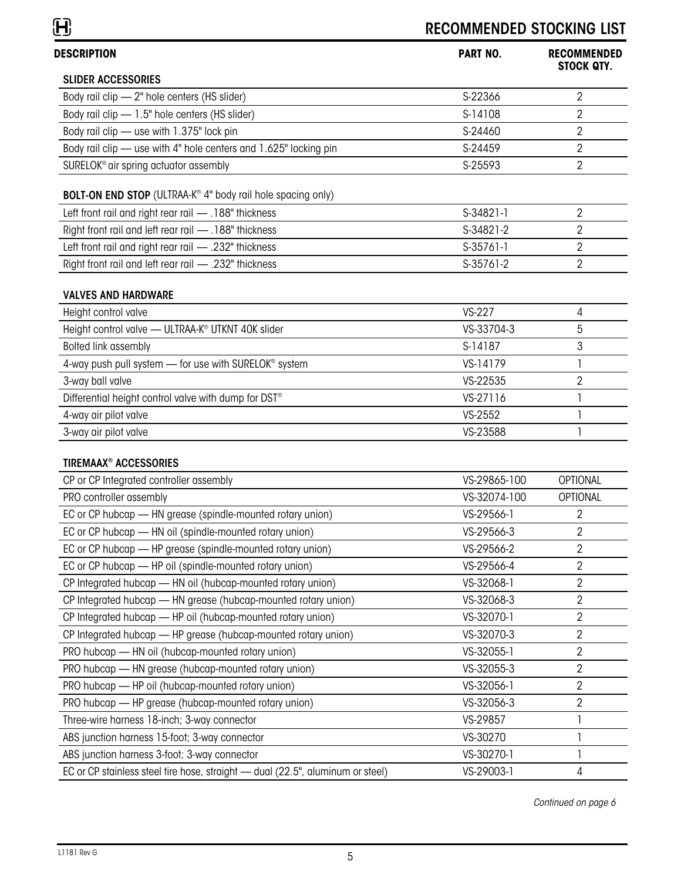# RECOMMENDED STOCKING LIST

| DESCRIPTION | PART NO. | RECOMMENDED STOCK QTY. |
|---|---|---|
| **SLIDER ACCESSORIES** | | |
| Body rail clip — 2" hole centers (HS slider) | S-22366 | 2 |
| Body rail clip — 1.5" hole centers (HS slider) | S-14108 | 2 |
| Body rail clip — use with 1.375" lock pin | S-24460 | 2 |
| Body rail clip — use with 4" hole centers and 1.625" locking pin | S-24459 | 2 |
| SURELOK® air spring actuator assembly | S-25593 | 2 |
| **BOLT-ON END STOP** (ULTRAA-K® 4" body rail hole spacing only) | | |
| Left front rail and right rear rail — .188" thickness | S-34821-1 | 2 |
| Right front rail and left rear rail — .188" thickness | S-34821-2 | 2 |
| Left front rail and right rear rail — .232" thickness | S-35761-1 | 2 |
| Right front rail and left rear rail — .232" thickness | S-35761-2 | 2 |
| **VALVES AND HARDWARE** | | |
| Height control valve | VS-227 | 4 |
| Height control valve — ULTRAA-K® UTKNT 40K slider | VS-33704-3 | 5 |
| Bolted link assembly | S-14187 | 3 |
| 4-way push pull system — for use with SURELOK® system | VS-14179 | 1 |
| 3-way ball valve | VS-22535 | 2 |
| Differential height control valve with dump for DST® | VS-27116 | 1 |
| 4-way air pilot valve | VS-2552 | 1 |
| 3-way air pilot valve | VS-23588 | 1 |
| **TIREMAAX® ACCESSORIES** | | |
| CP or CP Integrated controller assembly | VS-29865-100 | OPTIONAL |
| PRO controller assembly | VS-32074-100 | OPTIONAL |
| EC or CP hubcap — HN grease (spindle-mounted rotary union) | VS-29566-1 | 2 |
| EC or CP hubcap — HN oil (spindle-mounted rotary union) | VS-29566-3 | 2 |
| EC or CP hubcap — HP grease (spindle-mounted rotary union) | VS-29566-2 | 2 |
| EC or CP hubcap — HP oil (spindle-mounted rotary union) | VS-29566-4 | 2 |
| CP Integrated hubcap — HN oil (hubcap-mounted rotary union) | VS-32068-1 | 2 |
| CP Integrated hubcap — HN grease (hubcap-mounted rotary union) | VS-32068-3 | 2 |
| CP Integrated hubcap — HP oil (hubcap-mounted rotary union) | VS-32070-1 | 2 |
| CP Integrated hubcap — HP grease (hubcap-mounted rotary union) | VS-32070-3 | 2 |
| PRO hubcap — HN oil (hubcap-mounted rotary union) | VS-32055-1 | 2 |
| PRO hubcap — HN grease (hubcap-mounted rotary union) | VS-32055-3 | 2 |
| PRO hubcap — HP oil (hubcap-mounted rotary union) | VS-32056-1 | 2 |
| PRO hubcap — HP grease (hubcap-mounted rotary union) | VS-32056-3 | 2 |
| Three-wire harness 18-inch; 3-way connector | VS-29857 | 1 |
| ABS junction harness 15-foot; 3-way connector | VS-30270 | 1 |
| ABS junction harness 3-foot; 3-way connector | VS-30270-1 | 1 |
| EC or CP stainless steel tire hose, straight — dual (22.5", aluminum or steel) | VS-29003-1 | 4 |

*Continued on page 6*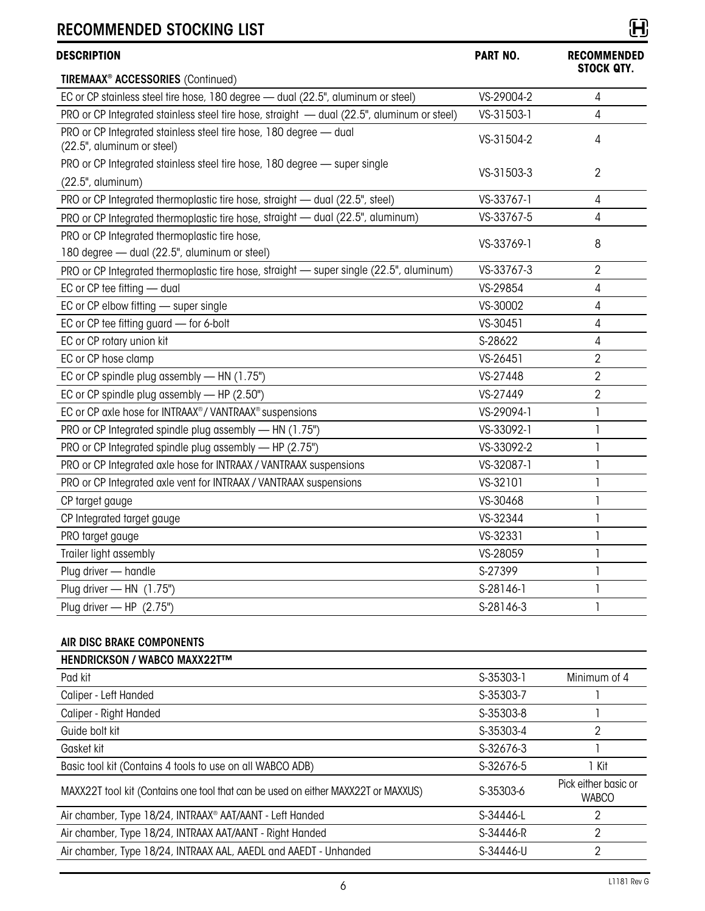# RECOMMENDED STOCKING LIST

| DESCRIPTION | PART NO. | RECOMMENDED STOCK QTY. |
|---|---|---|
| **TIREMAAX® ACCESSORIES** (Continued) | | |
| EC or CP stainless steel tire hose, 180 degree — dual (22.5", aluminum or steel) | VS-29004-2 | 4 |
| PRO or CP Integrated stainless steel tire hose, straight — dual (22.5", aluminum or steel) | VS-31503-1 | 4 |
| PRO or CP Integrated stainless steel tire hose, 180 degree — dual (22.5", aluminum or steel) | VS-31504-2 | 4 |
| PRO or CP Integrated stainless steel tire hose, 180 degree — super single (22.5", aluminum) | VS-31503-3 | 2 |
| PRO or CP Integrated thermoplastic tire hose, straight — dual (22.5", steel) | VS-33767-1 | 4 |
| PRO or CP Integrated thermoplastic tire hose, straight — dual (22.5", aluminum) | VS-33767-5 | 4 |
| PRO or CP Integrated thermoplastic tire hose, 180 degree — dual (22.5", aluminum or steel) | VS-33769-1 | 8 |
| PRO or CP Integrated thermoplastic tire hose, straight — super single (22.5", aluminum) | VS-33767-3 | 2 |
| EC or CP tee fitting — dual | VS-29854 | 4 |
| EC or CP elbow fitting — super single | VS-30002 | 4 |
| EC or CP tee fitting guard — for 6-bolt | VS-30451 | 4 |
| EC or CP rotary union kit | S-28622 | 4 |
| EC or CP hose clamp | VS-26451 | 2 |
| EC or CP spindle plug assembly — HN (1.75") | VS-27448 | 2 |
| EC or CP spindle plug assembly — HP (2.50") | VS-27449 | 2 |
| EC or CP axle hose for INTRAAX® / VANTRAAX® suspensions | VS-29094-1 | 1 |
| PRO or CP Integrated spindle plug assembly — HN (1.75") | VS-33092-1 | 1 |
| PRO or CP Integrated spindle plug assembly — HP (2.75") | VS-33092-2 | 1 |
| PRO or CP Integrated axle hose for INTRAAX / VANTRAAX suspensions | VS-32087-1 | 1 |
| PRO or CP Integrated axle vent for INTRAAX / VANTRAAX suspensions | VS-32101 | 1 |
| CP target gauge | VS-30468 | 1 |
| CP Integrated target gauge | VS-32344 | 1 |
| PRO target gauge | VS-32331 | 1 |
| Trailer light assembly | VS-28059 | 1 |
| Plug driver — handle | S-27399 | 1 |
| Plug driver — HN (1.75") | S-28146-1 | 1 |
| Plug driver — HP (2.75") | S-28146-3 | 1 |

## AIR DISC BRAKE COMPONENTS

| HENDRICKSON / WABCO MAXX22T™ | | |
|---|---|---|
| Pad kit | S-35303-1 | Minimum of 4 |
| Caliper - Left Handed | S-35303-7 | 1 |
| Caliper - Right Handed | S-35303-8 | 1 |
| Guide bolt kit | S-35303-4 | 2 |
| Gasket kit | S-32676-3 | 1 |
| Basic tool kit (Contains 4 tools to use on all WABCO ADB) | S-32676-5 | 1 Kit |
| MAXX22T tool kit (Contains one tool that can be used on either MAXX22T or MAXXUS) | S-35303-6 | Pick either basic or WABCO |
| Air chamber, Type 18/24, INTRAAX® AAT/AANT - Left Handed | S-34446-L | 2 |
| Air chamber, Type 18/24, INTRAAX AAT/AANT - Right Handed | S-34446-R | 2 |
| Air chamber, Type 18/24, INTRAAX AAL, AAEDL and AAEDT - Unhanded | S-34446-U | 2 |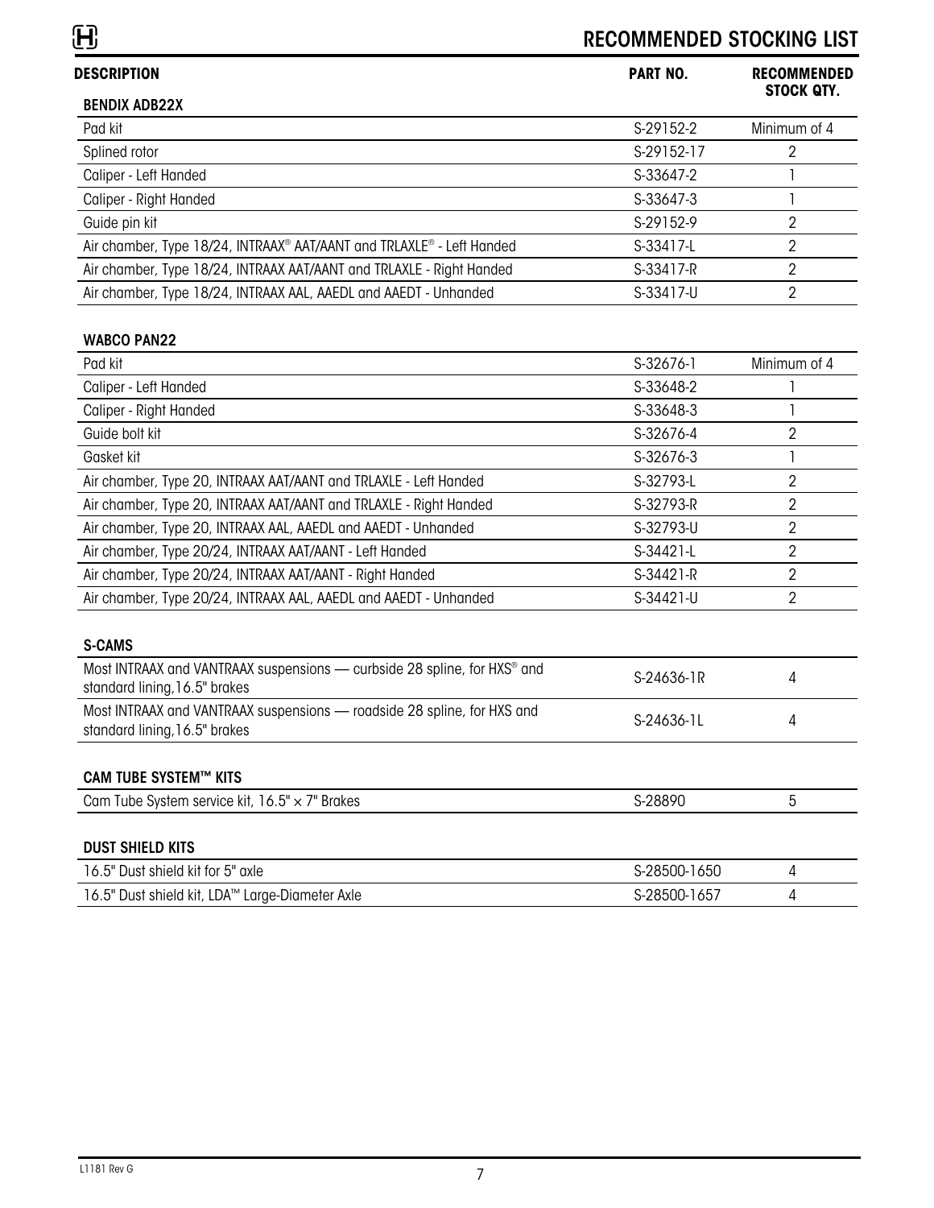# RECOMMENDED STOCKING LIST

| DESCRIPTION | PART NO. | RECOMMENDED STOCK QTY. |
|---|---|---|
| **BENDIX ADB22X** | | |
| Pad kit | S-29152-2 | Minimum of 4 |
| Splined rotor | S-29152-17 | 2 |
| Caliper - Left Handed | S-33647-2 | 1 |
| Caliper - Right Handed | S-33647-3 | 1 |
| Guide pin kit | S-29152-9 | 2 |
| Air chamber, Type 18/24, INTRAAX® AAT/AANT and TRLAXLE® - Left Handed | S-33417-L | 2 |
| Air chamber, Type 18/24, INTRAAX AAT/AANT and TRLAXLE - Right Handed | S-33417-R | 2 |
| Air chamber, Type 18/24, INTRAAX AAL, AAEDL and AAEDT - Unhanded | S-33417-U | 2 |

| DESCRIPTION | PART NO. | RECOMMENDED STOCK QTY. |
|---|---|---|
| **WABCO PAN22** | | |
| Pad kit | S-32676-1 | Minimum of 4 |
| Caliper - Left Handed | S-33648-2 | 1 |
| Caliper - Right Handed | S-33648-3 | 1 |
| Guide bolt kit | S-32676-4 | 2 |
| Gasket kit | S-32676-3 | 1 |
| Air chamber, Type 20, INTRAAX AAT/AANT and TRLAXLE - Left Handed | S-32793-L | 2 |
| Air chamber, Type 20, INTRAAX AAT/AANT and TRLAXLE - Right Handed | S-32793-R | 2 |
| Air chamber, Type 20, INTRAAX AAL, AAEDL and AAEDT - Unhanded | S-32793-U | 2 |
| Air chamber, Type 20/24, INTRAAX AAT/AANT - Left Handed | S-34421-L | 2 |
| Air chamber, Type 20/24, INTRAAX AAT/AANT - Right Handed | S-34421-R | 2 |
| Air chamber, Type 20/24, INTRAAX AAL, AAEDL and AAEDT - Unhanded | S-34421-U | 2 |

| DESCRIPTION | PART NO. | RECOMMENDED STOCK QTY. |
|---|---|---|
| **S-CAMS** | | |
| Most INTRAAX and VANTRAAX suspensions — curbside 28 spline, for HXS® and standard lining, 16.5" brakes | S-24636-1R | 4 |
| Most INTRAAX and VANTRAAX suspensions — roadside 28 spline, for HXS and standard lining, 16.5" brakes | S-24636-1L | 4 |

| DESCRIPTION | PART NO. | RECOMMENDED STOCK QTY. |
|---|---|---|
| **CAM TUBE SYSTEM™ KITS** | | |
| Cam Tube System service kit, 16.5" × 7" Brakes | S-28890 | 5 |

| DESCRIPTION | PART NO. | RECOMMENDED STOCK QTY. |
|---|---|---|
| **DUST SHIELD KITS** | | |
| 16.5" Dust shield kit for 5" axle | S-28500-1650 | 4 |
| 16.5" Dust shield kit, LDA™ Large-Diameter Axle | S-28500-1657 | 4 |

L1181 Rev G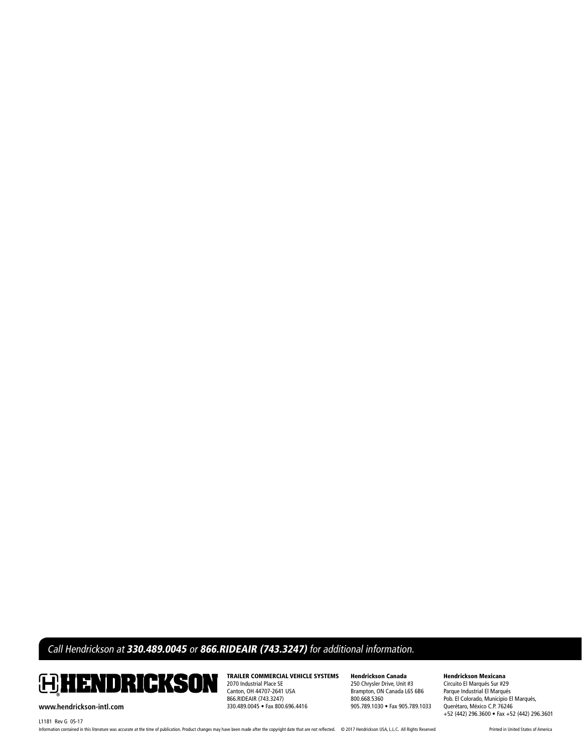*Call Hendrickson at **330.489.0045** or **866.RIDEAIR (743.3247)** for additional information.*

HENDRICKSON®

www.hendrickson-intl.com

**TRAILER COMMERCIAL VEHICLE SYSTEMS**
2070 Industrial Place SE
Canton, OH 44707-2641 USA
866.RIDEAIR (743.3247)
330.489.0045 • Fax 800.696.4416

**Hendrickson Canada**
250 Chrysler Drive, Unit #3
Brampton, ON Canada L6S 6B6
800.668.5360
905.789.1030 • Fax 905.789.1033

**Hendrickson Mexicana**
Circuito El Marqués Sur #29
Parque Industrial El Marqués
Pob. El Colorado, Municipio El Marqués,
Querétaro, México C.P. 76246
+52 (442) 296.3600 • Fax +52 (442) 296.3601

L1181 Rev G 05-17

Information contained in this literature was accurate at the time of publication. Product changes may have been made after the copyright date that are not reflected. © 2017 Hendrickson USA, L.L.C. All Rights Reserved

Printed in United States of America